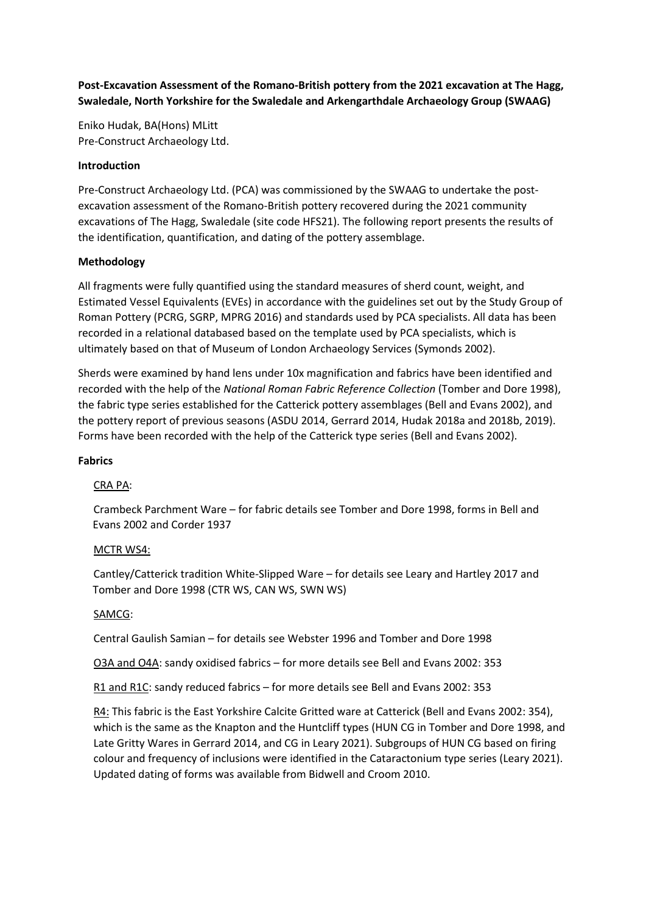**Post-Excavation Assessment of the Romano-British pottery from the 2021 excavation at The Hagg, Swaledale, North Yorkshire for the Swaledale and Arkengarthdale Archaeology Group (SWAAG)**

Eniko Hudak, BA(Hons) MLitt
Pre-Construct Archaeology Ltd.

**Introduction**

Pre-Construct Archaeology Ltd. (PCA) was commissioned by the SWAAG to undertake the post-excavation assessment of the Romano-British pottery recovered during the 2021 community excavations of The Hagg, Swaledale (site code HFS21). The following report presents the results of the identification, quantification, and dating of the pottery assemblage.

**Methodology**

All fragments were fully quantified using the standard measures of sherd count, weight, and Estimated Vessel Equivalents (EVEs) in accordance with the guidelines set out by the Study Group of Roman Pottery (PCRG, SGRP, MPRG 2016) and standards used by PCA specialists. All data has been recorded in a relational databased based on the template used by PCA specialists, which is ultimately based on that of Museum of London Archaeology Services (Symonds 2002).

Sherds were examined by hand lens under 10x magnification and fabrics have been identified and recorded with the help of the *National Roman Fabric Reference Collection* (Tomber and Dore 1998), the fabric type series established for the Catterick pottery assemblages (Bell and Evans 2002), and the pottery report of previous seasons (ASDU 2014, Gerrard 2014, Hudak 2018a and 2018b, 2019). Forms have been recorded with the help of the Catterick type series (Bell and Evans 2002).

**Fabrics**

CRA PA:

Crambeck Parchment Ware – for fabric details see Tomber and Dore 1998, forms in Bell and Evans 2002 and Corder 1937

MCTR WS4:

Cantley/Catterick tradition White-Slipped Ware – for details see Leary and Hartley 2017 and Tomber and Dore 1998 (CTR WS, CAN WS, SWN WS)

SAMCG:

Central Gaulish Samian – for details see Webster 1996 and Tomber and Dore 1998

O3A and O4A: sandy oxidised fabrics – for more details see Bell and Evans 2002: 353

R1 and R1C: sandy reduced fabrics – for more details see Bell and Evans 2002: 353

R4: This fabric is the East Yorkshire Calcite Gritted ware at Catterick (Bell and Evans 2002: 354), which is the same as the Knapton and the Huntcliff types (HUN CG in Tomber and Dore 1998, and Late Gritty Wares in Gerrard 2014, and CG in Leary 2021). Subgroups of HUN CG based on firing colour and frequency of inclusions were identified in the Cataractonium type series (Leary 2021). Updated dating of forms was available from Bidwell and Croom 2010.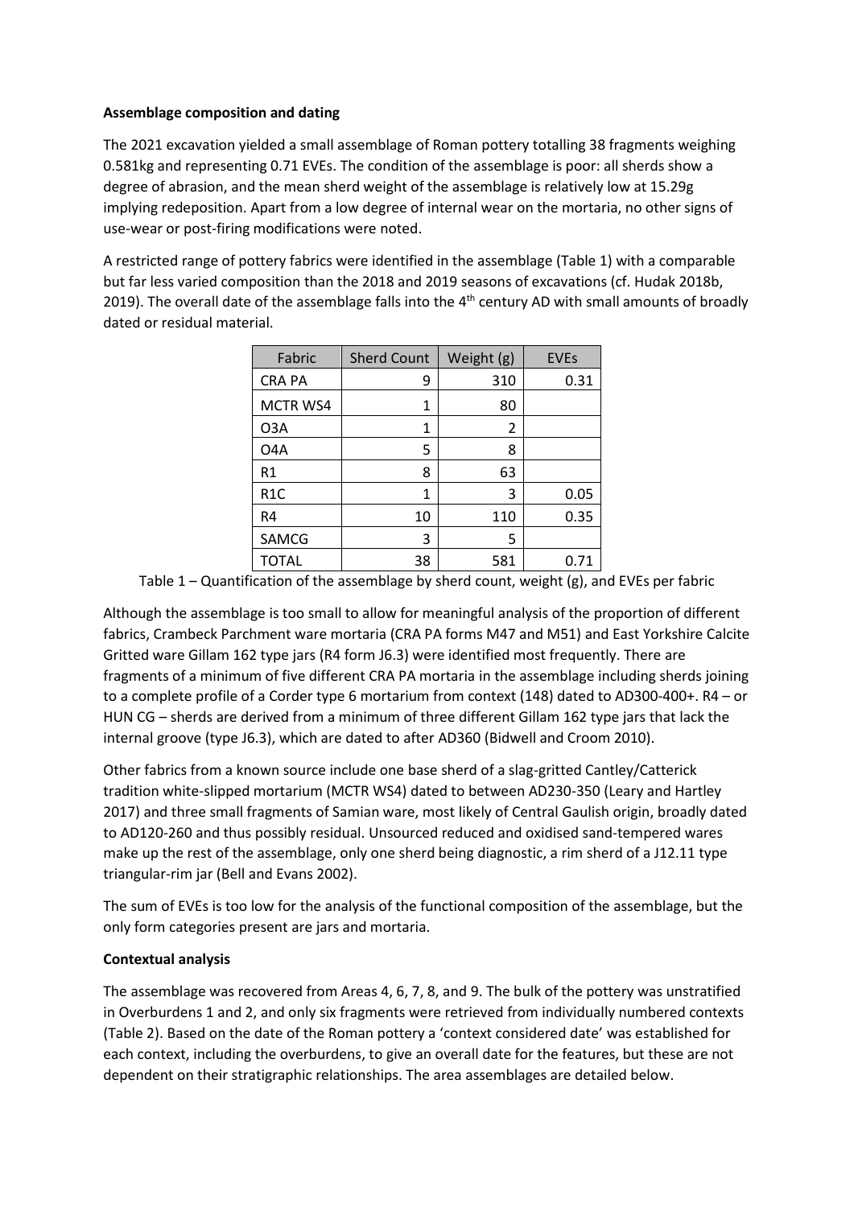**Assemblage composition and dating**

The 2021 excavation yielded a small assemblage of Roman pottery totalling 38 fragments weighing 0.581kg and representing 0.71 EVEs. The condition of the assemblage is poor: all sherds show a degree of abrasion, and the mean sherd weight of the assemblage is relatively low at 15.29g implying redeposition. Apart from a low degree of internal wear on the mortaria, no other signs of use-wear or post-firing modifications were noted.

A restricted range of pottery fabrics were identified in the assemblage (Table 1) with a comparable but far less varied composition than the 2018 and 2019 seasons of excavations (cf. Hudak 2018b, 2019). The overall date of the assemblage falls into the 4th century AD with small amounts of broadly dated or residual material.

| Fabric | Sherd Count | Weight (g) | EVEs |
|---|---|---|---|
| CRA PA | 9 | 310 | 0.31 |
| MCTR WS4 | 1 | 80 | |
| O3A | 1 | 2 | |
| O4A | 5 | 8 | |
| R1 | 8 | 63 | |
| R1C | 1 | 3 | 0.05 |
| R4 | 10 | 110 | 0.35 |
| SAMCG | 3 | 5 | |
| TOTAL | 38 | 581 | 0.71 |

Table 1 – Quantification of the assemblage by sherd count, weight (g), and EVEs per fabric

Although the assemblage is too small to allow for meaningful analysis of the proportion of different fabrics, Crambeck Parchment ware mortaria (CRA PA forms M47 and M51) and East Yorkshire Calcite Gritted ware Gillam 162 type jars (R4 form J6.3) were identified most frequently. There are fragments of a minimum of five different CRA PA mortaria in the assemblage including sherds joining to a complete profile of a Corder type 6 mortarium from context (148) dated to AD300-400+. R4 – or HUN CG – sherds are derived from a minimum of three different Gillam 162 type jars that lack the internal groove (type J6.3), which are dated to after AD360 (Bidwell and Croom 2010).

Other fabrics from a known source include one base sherd of a slag-gritted Cantley/Catterick tradition white-slipped mortarium (MCTR WS4) dated to between AD230-350 (Leary and Hartley 2017) and three small fragments of Samian ware, most likely of Central Gaulish origin, broadly dated to AD120-260 and thus possibly residual. Unsourced reduced and oxidised sand-tempered wares make up the rest of the assemblage, only one sherd being diagnostic, a rim sherd of a J12.11 type triangular-rim jar (Bell and Evans 2002).

The sum of EVEs is too low for the analysis of the functional composition of the assemblage, but the only form categories present are jars and mortaria.

**Contextual analysis**

The assemblage was recovered from Areas 4, 6, 7, 8, and 9. The bulk of the pottery was unstratified in Overburdens 1 and 2, and only six fragments were retrieved from individually numbered contexts (Table 2). Based on the date of the Roman pottery a 'context considered date' was established for each context, including the overburdens, to give an overall date for the features, but these are not dependent on their stratigraphic relationships. The area assemblages are detailed below.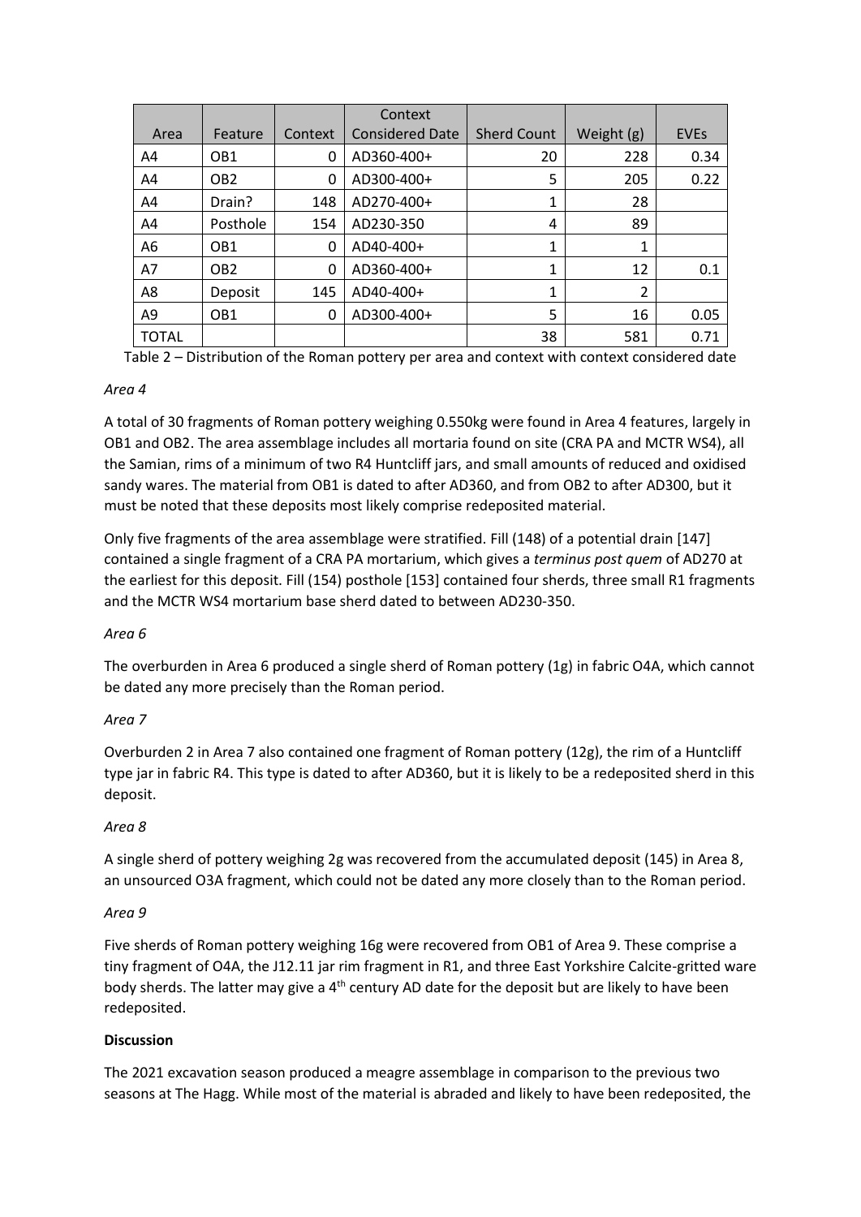| Area | Feature | Context | Context Considered Date | Sherd Count | Weight (g) | EVEs |
|---|---|---|---|---|---|---|
| A4 | OB1 | 0 | AD360-400+ | 20 | 228 | 0.34 |
| A4 | OB2 | 0 | AD300-400+ | 5 | 205 | 0.22 |
| A4 | Drain? | 148 | AD270-400+ | 1 | 28 | |
| A4 | Posthole | 154 | AD230-350 | 4 | 89 | |
| A6 | OB1 | 0 | AD40-400+ | 1 | 1 | |
| A7 | OB2 | 0 | AD360-400+ | 1 | 12 | 0.1 |
| A8 | Deposit | 145 | AD40-400+ | 1 | 2 | |
| A9 | OB1 | 0 | AD300-400+ | 5 | 16 | 0.05 |
| TOTAL | | | | 38 | 581 | 0.71 |

Table 2 – Distribution of the Roman pottery per area and context with context considered date

*Area 4*

A total of 30 fragments of Roman pottery weighing 0.550kg were found in Area 4 features, largely in OB1 and OB2. The area assemblage includes all mortaria found on site (CRA PA and MCTR WS4), all the Samian, rims of a minimum of two R4 Huntcliff jars, and small amounts of reduced and oxidised sandy wares. The material from OB1 is dated to after AD360, and from OB2 to after AD300, but it must be noted that these deposits most likely comprise redeposited material.

Only five fragments of the area assemblage were stratified. Fill (148) of a potential drain [147] contained a single fragment of a CRA PA mortarium, which gives a *terminus post quem* of AD270 at the earliest for this deposit. Fill (154) posthole [153] contained four sherds, three small R1 fragments and the MCTR WS4 mortarium base sherd dated to between AD230-350.

*Area 6*

The overburden in Area 6 produced a single sherd of Roman pottery (1g) in fabric O4A, which cannot be dated any more precisely than the Roman period.

*Area 7*

Overburden 2 in Area 7 also contained one fragment of Roman pottery (12g), the rim of a Huntcliff type jar in fabric R4. This type is dated to after AD360, but it is likely to be a redeposited sherd in this deposit.

*Area 8*

A single sherd of pottery weighing 2g was recovered from the accumulated deposit (145) in Area 8, an unsourced O3A fragment, which could not be dated any more closely than to the Roman period.

*Area 9*

Five sherds of Roman pottery weighing 16g were recovered from OB1 of Area 9. These comprise a tiny fragment of O4A, the J12.11 jar rim fragment in R1, and three East Yorkshire Calcite-gritted ware body sherds. The latter may give a 4th century AD date for the deposit but are likely to have been redeposited.

**Discussion**

The 2021 excavation season produced a meagre assemblage in comparison to the previous two seasons at The Hagg. While most of the material is abraded and likely to have been redeposited, the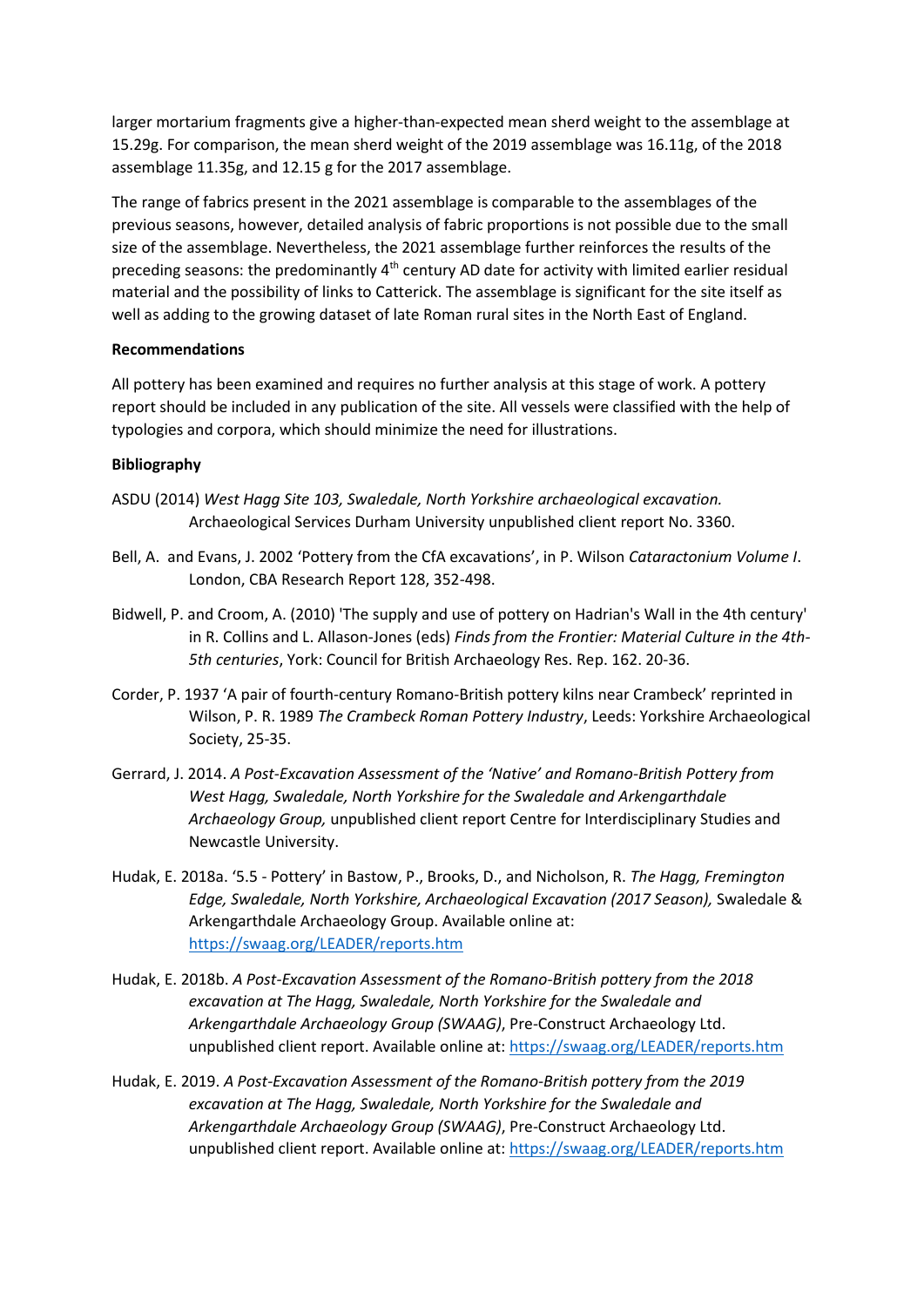larger mortarium fragments give a higher-than-expected mean sherd weight to the assemblage at 15.29g. For comparison, the mean sherd weight of the 2019 assemblage was 16.11g, of the 2018 assemblage 11.35g, and 12.15 g for the 2017 assemblage.

The range of fabrics present in the 2021 assemblage is comparable to the assemblages of the previous seasons, however, detailed analysis of fabric proportions is not possible due to the small size of the assemblage. Nevertheless, the 2021 assemblage further reinforces the results of the preceding seasons: the predominantly 4th century AD date for activity with limited earlier residual material and the possibility of links to Catterick. The assemblage is significant for the site itself as well as adding to the growing dataset of late Roman rural sites in the North East of England.

**Recommendations**

All pottery has been examined and requires no further analysis at this stage of work. A pottery report should be included in any publication of the site. All vessels were classified with the help of typologies and corpora, which should minimize the need for illustrations.

**Bibliography**

ASDU (2014) *West Hagg Site 103, Swaledale, North Yorkshire archaeological excavation.* Archaeological Services Durham University unpublished client report No. 3360.

Bell, A. and Evans, J. 2002 'Pottery from the CfA excavations', in P. Wilson *Cataractonium Volume I*. London, CBA Research Report 128, 352-498.

Bidwell, P. and Croom, A. (2010) 'The supply and use of pottery on Hadrian's Wall in the 4th century' in R. Collins and L. Allason-Jones (eds) *Finds from the Frontier: Material Culture in the 4th-5th centuries*, York: Council for British Archaeology Res. Rep. 162. 20-36.

Corder, P. 1937 'A pair of fourth-century Romano-British pottery kilns near Crambeck' reprinted in Wilson, P. R. 1989 *The Crambeck Roman Pottery Industry*, Leeds: Yorkshire Archaeological Society, 25-35.

Gerrard, J. 2014. *A Post-Excavation Assessment of the 'Native' and Romano-British Pottery from West Hagg, Swaledale, North Yorkshire for the Swaledale and Arkengarthdale Archaeology Group,* unpublished client report Centre for Interdisciplinary Studies and Newcastle University.

Hudak, E. 2018a. '5.5 - Pottery' in Bastow, P., Brooks, D., and Nicholson, R. *The Hagg, Fremington Edge, Swaledale, North Yorkshire, Archaeological Excavation (2017 Season),* Swaledale & Arkengarthdale Archaeology Group. Available online at: https://swaag.org/LEADER/reports.htm

Hudak, E. 2018b. *A Post-Excavation Assessment of the Romano-British pottery from the 2018 excavation at The Hagg, Swaledale, North Yorkshire for the Swaledale and Arkengarthdale Archaeology Group (SWAAG)*, Pre-Construct Archaeology Ltd. unpublished client report. Available online at: https://swaag.org/LEADER/reports.htm

Hudak, E. 2019. *A Post-Excavation Assessment of the Romano-British pottery from the 2019 excavation at The Hagg, Swaledale, North Yorkshire for the Swaledale and Arkengarthdale Archaeology Group (SWAAG)*, Pre-Construct Archaeology Ltd. unpublished client report. Available online at: https://swaag.org/LEADER/reports.htm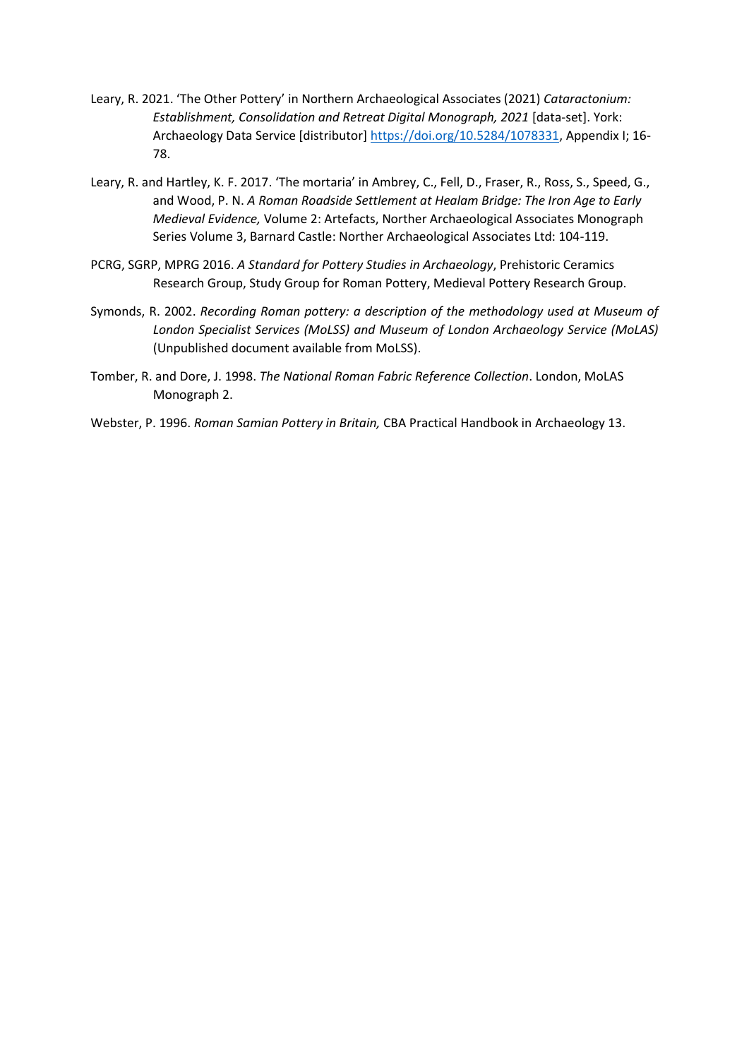Leary, R. 2021. 'The Other Pottery' in Northern Archaeological Associates (2021) *Cataractonium: Establishment, Consolidation and Retreat Digital Monograph, 2021* [data-set]. York: Archaeology Data Service [distributor] https://doi.org/10.5284/1078331, Appendix I; 16-78.

Leary, R. and Hartley, K. F. 2017. 'The mortaria' in Ambrey, C., Fell, D., Fraser, R., Ross, S., Speed, G., and Wood, P. N. *A Roman Roadside Settlement at Healam Bridge: The Iron Age to Early Medieval Evidence,* Volume 2: Artefacts, Norther Archaeological Associates Monograph Series Volume 3, Barnard Castle: Norther Archaeological Associates Ltd: 104-119.

PCRG, SGRP, MPRG 2016. *A Standard for Pottery Studies in Archaeology*, Prehistoric Ceramics Research Group, Study Group for Roman Pottery, Medieval Pottery Research Group.

Symonds, R. 2002. *Recording Roman pottery: a description of the methodology used at Museum of London Specialist Services (MoLSS) and Museum of London Archaeology Service (MoLAS)* (Unpublished document available from MoLSS).

Tomber, R. and Dore, J. 1998. *The National Roman Fabric Reference Collection*. London, MoLAS Monograph 2.

Webster, P. 1996. *Roman Samian Pottery in Britain,* CBA Practical Handbook in Archaeology 13.